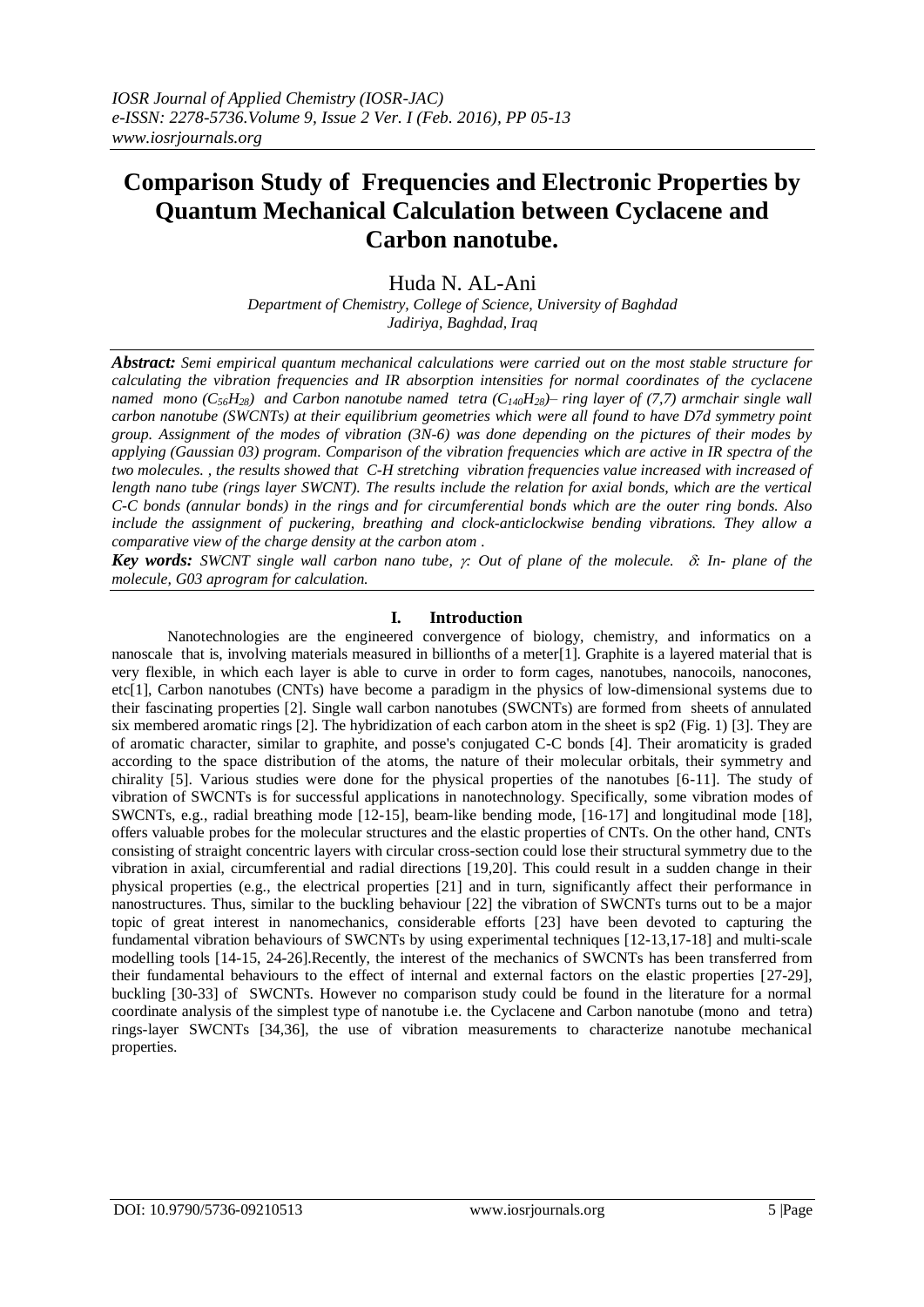# Comparison Study of Frequencies and Electronic Properties by Quantum Mechanical Calculation between Cyclacene and Carbon nanotube.

Huda N. AL-Ani

*Department of Chemistry, College of Science, University of Baghdad*
*Jadiriya, Baghdad, Iraq*

***Abstract:*** *Semi empirical quantum mechanical calculations were carried out on the most stable structure for calculating the vibration frequencies and IR absorption intensities for normal coordinates of the cyclacene named mono ($C_{56}H_{28}$) and Carbon nanotube named tetra ($C_{140}H_{28}$)– ring layer of (7,7) armchair single wall carbon nanotube (SWCNTs) at their equilibrium geometries which were all found to have D7d symmetry point group. Assignment of the modes of vibration (3N-6) was done depending on the pictures of their modes by applying (Gaussian 03) program. Comparison of the vibration frequencies which are active in IR spectra of the two molecules. , the results showed that C-H stretching vibration frequencies value increased with increased of length nano tube (rings layer SWCNT). The results include the relation for axial bonds, which are the vertical C-C bonds (annular bonds) in the rings and for circumferential bonds which are the outer ring bonds. Also include the assignment of puckering, breathing and clock-anticlockwise bending vibrations. They allow a comparative view of the charge density at the carbon atom .*

***Key words:*** *SWCNT single wall carbon nano tube, $\gamma$: Out of plane of the molecule. $\delta$: In- plane of the molecule, G03 aprogram for calculation.*

## I. Introduction

Nanotechnologies are the engineered convergence of biology, chemistry, and informatics on a nanoscale that is, involving materials measured in billionths of a meter[1]. Graphite is a layered material that is very flexible, in which each layer is able to curve in order to form cages, nanotubes, nanocoils, nanocones, etc[1], Carbon nanotubes (CNTs) have become a paradigm in the physics of low-dimensional systems due to their fascinating properties [2]. Single wall carbon nanotubes (SWCNTs) are formed from sheets of annulated six membered aromatic rings [2]. The hybridization of each carbon atom in the sheet is sp2 (Fig. 1) [3]. They are of aromatic character, similar to graphite, and posse's conjugated C-C bonds [4]. Their aromaticity is graded according to the space distribution of the atoms, the nature of their molecular orbitals, their symmetry and chirality [5]. Various studies were done for the physical properties of the nanotubes [6-11]. The study of vibration of SWCNTs is for successful applications in nanotechnology. Specifically, some vibration modes of SWCNTs, e.g., radial breathing mode [12-15], beam-like bending mode, [16-17] and longitudinal mode [18], offers valuable probes for the molecular structures and the elastic properties of CNTs. On the other hand, CNTs consisting of straight concentric layers with circular cross-section could lose their structural symmetry due to the vibration in axial, circumferential and radial directions [19,20]. This could result in a sudden change in their physical properties (e.g., the electrical properties [21] and in turn, significantly affect their performance in nanostructures. Thus, similar to the buckling behaviour [22] the vibration of SWCNTs turns out to be a major topic of great interest in nanomechanics, considerable efforts [23] have been devoted to capturing the fundamental vibration behaviours of SWCNTs by using experimental techniques [12-13,17-18] and multi-scale modelling tools [14-15, 24-26].Recently, the interest of the mechanics of SWCNTs has been transferred from their fundamental behaviours to the effect of internal and external factors on the elastic properties [27-29], buckling [30-33] of SWCNTs. However no comparison study could be found in the literature for a normal coordinate analysis of the simplest type of nanotube i.e. the Cyclacene and Carbon nanotube (mono and tetra) rings-layer SWCNTs [34,36], the use of vibration measurements to characterize nanotube mechanical properties.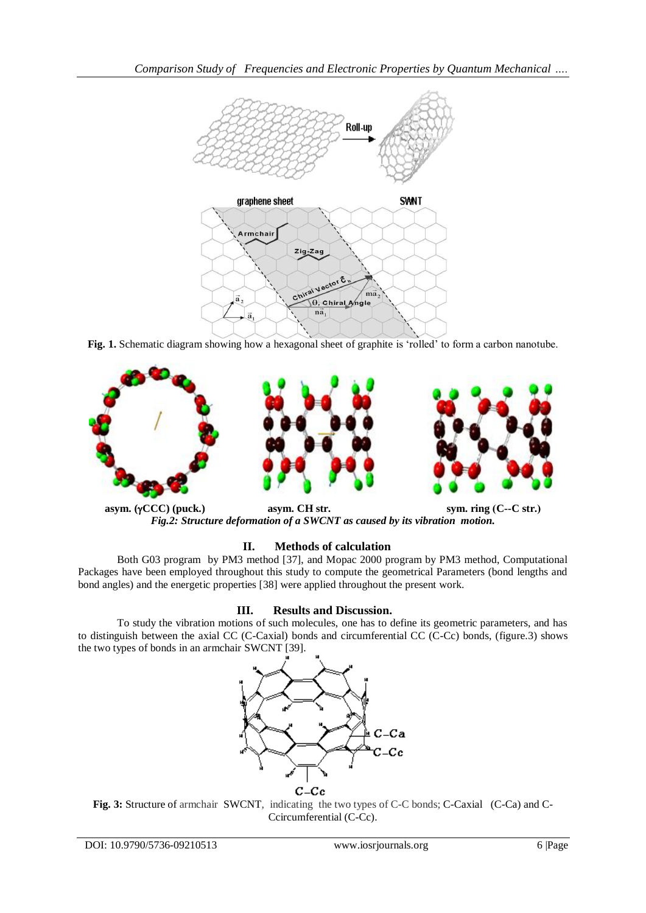**Fig. 1.** Schematic diagram showing how a hexagonal sheet of graphite is 'rolled' to form a carbon nanotube.

**asym. (γCCC) (puck.)** **asym. CH str.** **sym. ring (C--C str.)**

***Fig.2: Structure deformation of a SWCNT as caused by its vibration motion.***

## II. Methods of calculation

Both G03 program by PM3 method [37], and Mopac 2000 program by PM3 method, Computational Packages have been employed throughout this study to compute the geometrical Parameters (bond lengths and bond angles) and the energetic properties [38] were applied throughout the present work.

## III. Results and Discussion.

To study the vibration motions of such molecules, one has to define its geometric parameters, and has to distinguish between the axial CC (C-Caxial) bonds and circumferential CC (C-Cc) bonds, (figure.3) shows the two types of bonds in an armchair SWCNT [39].

**Fig. 3:** Structure of armchair SWCNT, indicating the two types of C-C bonds; C-Caxial (C-Ca) and C-Ccircumferential (C-Cc).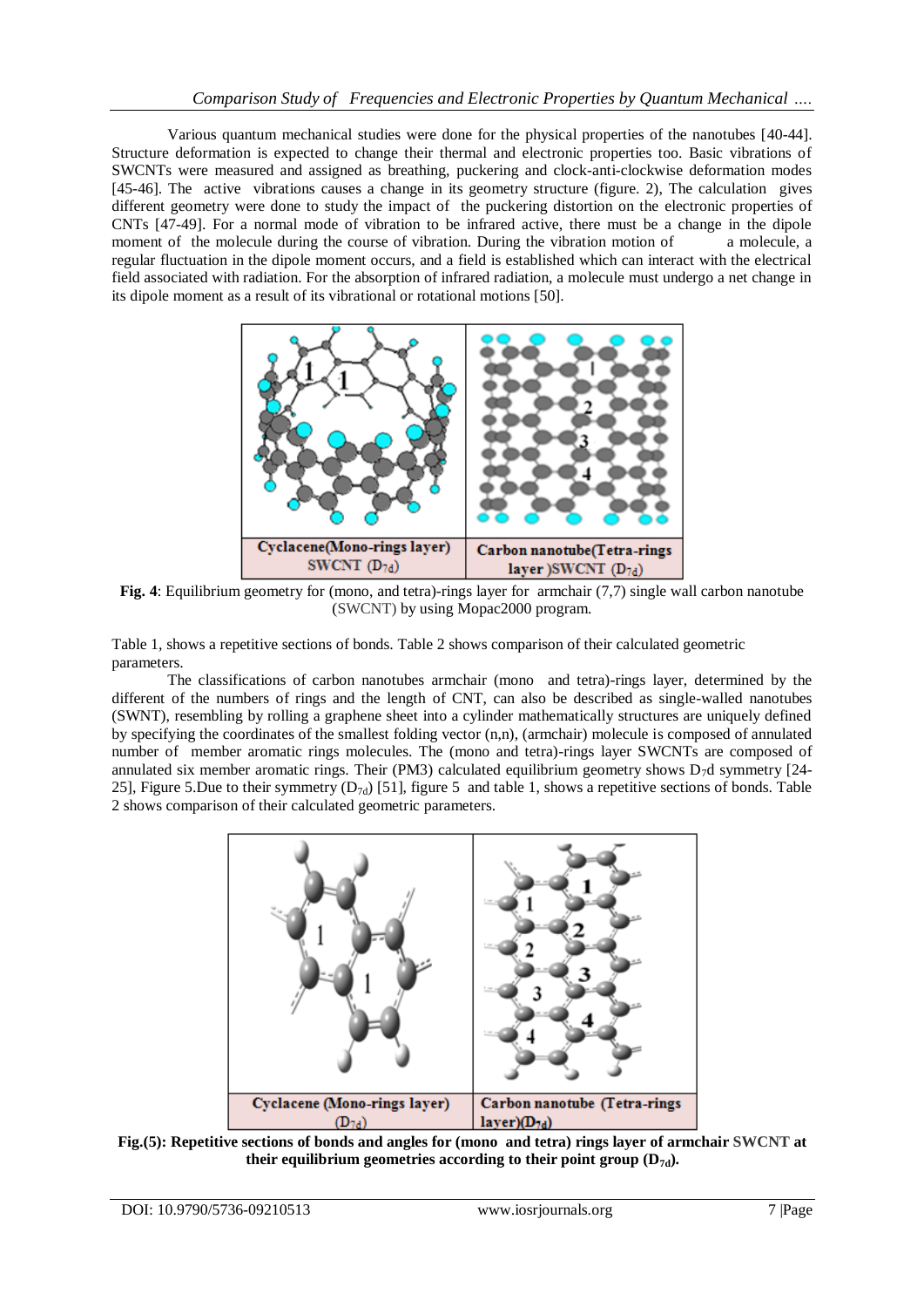Various quantum mechanical studies were done for the physical properties of the nanotubes [40-44]. Structure deformation is expected to change their thermal and electronic properties too. Basic vibrations of SWCNTs were measured and assigned as breathing, puckering and clock-anti-clockwise deformation modes [45-46]. The active vibrations causes a change in its geometry structure (figure. 2), The calculation gives different geometry were done to study the impact of the puckering distortion on the electronic properties of CNTs [47-49]. For a normal mode of vibration to be infrared active, there must be a change in the dipole moment of the molecule during the course of vibration. During the vibration motion of a molecule, a regular fluctuation in the dipole moment occurs, and a field is established which can interact with the electrical field associated with radiation. For the absorption of infrared radiation, a molecule must undergo a net change in its dipole moment as a result of its vibrational or rotational motions [50].

| Cyclacene(Mono-rings layer) SWCNT ($D_{7d}$) | Carbon nanotube(Tetra-rings layer )SWCNT ($D_{7d}$) |
|---|---|

**Fig. 4**: Equilibrium geometry for (mono, and tetra)-rings layer for armchair (7,7) single wall carbon nanotube (SWCNT) by using Mopac2000 program.

Table 1, shows a repetitive sections of bonds. Table 2 shows comparison of their calculated geometric parameters.

The classifications of carbon nanotubes armchair (mono and tetra)-rings layer, determined by the different of the numbers of rings and the length of CNT, can also be described as single-walled nanotubes (SWNT), resembling by rolling a graphene sheet into a cylinder mathematically structures are uniquely defined by specifying the coordinates of the smallest folding vector (n,n), (armchair) molecule is composed of annulated number of member aromatic rings molecules. The (mono and tetra)-rings layer SWCNTs are composed of annulated six member aromatic rings. Their (PM3) calculated equilibrium geometry shows $D_7$d symmetry [24-25], Figure 5.Due to their symmetry ($D_{7d}$) [51], figure 5 and table 1, shows a repetitive sections of bonds. Table 2 shows comparison of their calculated geometric parameters.

| Cyclacene (Mono-rings layer) ($D_{7d}$) | Carbon nanotube (Tetra-rings layer)($D_{7d}$) |
|---|---|

**Fig.(5): Repetitive sections of bonds and angles for (mono and tetra) rings layer of armchair SWCNT at their equilibrium geometries according to their point group ($D_{7d}$).**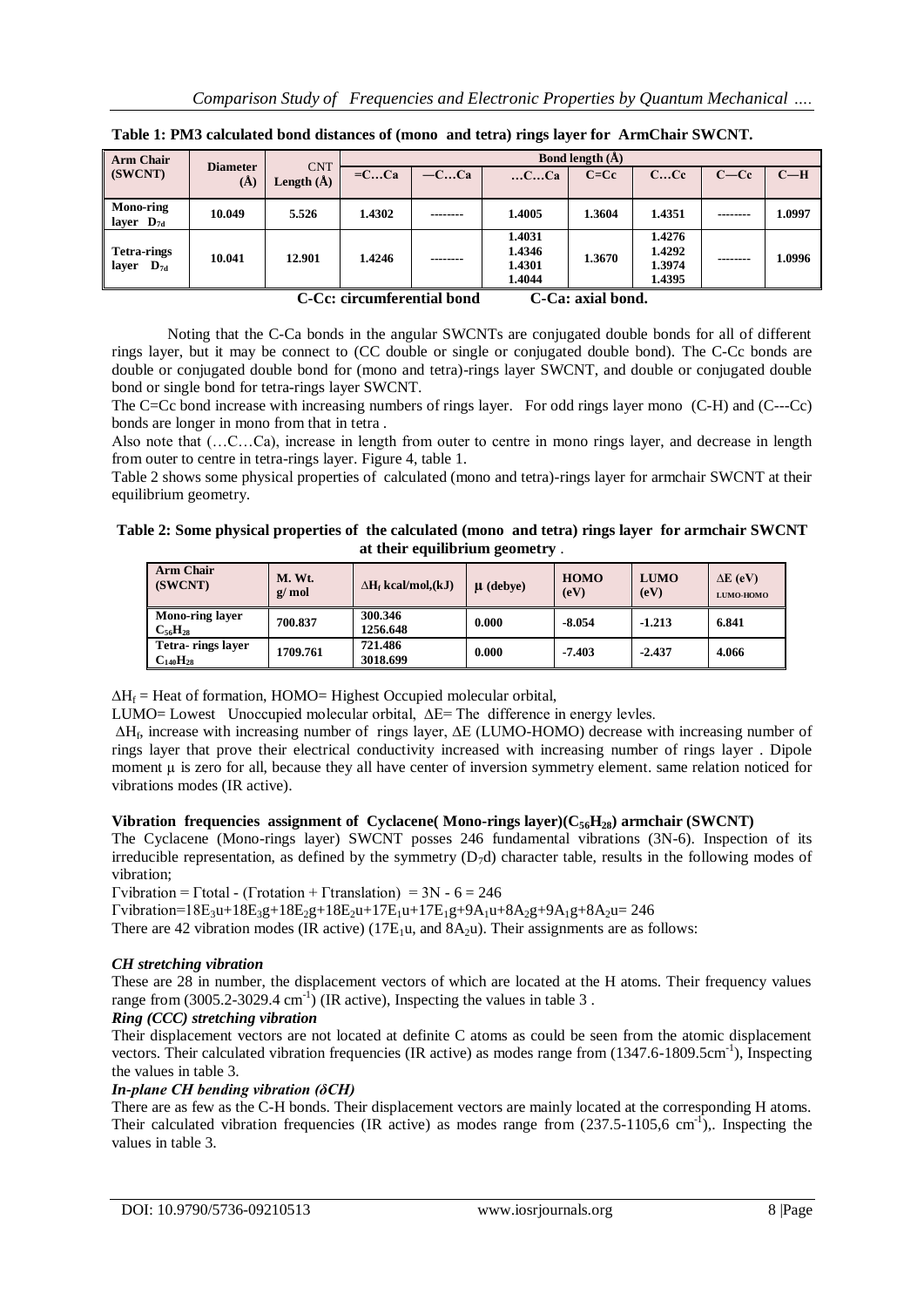**Table 1: PM3 calculated bond distances of (mono and tetra) rings layer for ArmChair SWCNT.**

| Arm Chair (SWCNT) | Diameter (Å) | CNT Length (Å) | Bond length (Å) | | | | | | |
|---|---|---|---|---|---|---|---|---|---|
| | | | =C…Ca | —C…Ca | …C…Ca | C=Cc | C…Cc | C—Cc | C—H |
| Mono-ring layer $D_{7d}$ | 10.049 | 5.526 | 1.4302 | -------- | 1.4005 | 1.3604 | 1.4351 | -------- | 1.0997 |
| Tetra-rings layer $D_{7d}$ | 10.041 | 12.901 | 1.4246 | -------- | 1.4031<br>1.4346<br>1.4301<br>1.4044 | 1.3670 | 1.4276<br>1.4292<br>1.3974<br>1.4395 | -------- | 1.0996 |

**C-Cc: circumferential bond C-Ca: axial bond.**

Noting that the C-Ca bonds in the angular SWCNTs are conjugated double bonds for all of different rings layer, but it may be connect to (CC double or single or conjugated double bond). The C-Cc bonds are double or conjugated double bond for (mono and tetra)-rings layer SWCNT, and double or conjugated double bond or single bond for tetra-rings layer SWCNT.

The C=Cc bond increase with increasing numbers of rings layer. For odd rings layer mono (C-H) and (C---Cc) bonds are longer in mono from that in tetra .

Also note that (…C…Ca), increase in length from outer to centre in mono rings layer, and decrease in length from outer to centre in tetra-rings layer. Figure 4, table 1.

Table 2 shows some physical properties of calculated (mono and tetra)-rings layer for armchair SWCNT at their equilibrium geometry.

**Table 2: Some physical properties of the calculated (mono and tetra) rings layer for armchair SWCNT at their equilibrium geometry** .

| Arm Chair (SWCNT) | M. Wt. g/ mol | $\Delta H_f$ kcal/mol,(kJ) | μ (debye) | HOMO (eV) | LUMO (eV) | ΔE (eV) LUMO-HOMO |
|---|---|---|---|---|---|---|
| Mono-ring layer $C_{56}H_{28}$ | 700.837 | 300.346<br>1256.648 | 0.000 | -8.054 | -1.213 | 6.841 |
| Tetra- rings layer $C_{140}H_{28}$ | 1709.761 | 721.486<br>3018.699 | 0.000 | -7.403 | -2.437 | 4.066 |

$\Delta H_f$ = Heat of formation, HOMO= Highest Occupied molecular orbital,

LUMO= Lowest Unoccupied molecular orbital, ΔE= The difference in energy levles.

$\Delta H_f$, increase with increasing number of rings layer, ΔE (LUMO-HOMO) decrease with increasing number of rings layer that prove their electrical conductivity increased with increasing number of rings layer . Dipole moment μ is zero for all, because they all have center of inversion symmetry element. same relation noticed for vibrations modes (IR active).

### Vibration frequencies assignment of Cyclacene( Mono-rings layer)($C_{56}H_{28}$) armchair (SWCNT)

The Cyclacene (Mono-rings layer) SWCNT posses 246 fundamental vibrations (3N-6). Inspection of its irreducible representation, as defined by the symmetry ($D_7d$) character table, results in the following modes of vibration;

$\Gamma$vibration = $\Gamma$total - ($\Gamma$rotation + $\Gamma$translation) = 3N - 6 = 246

$\Gamma$vibration=$18E_3u+18E_3g+18E_2g+18E_2u+17E_1u+17E_1g+9A_1u+8A_2g+9A_1g+8A_2u$= 246

There are 42 vibration modes (IR active) ($17E_1u$, and $8A_2u$). Their assignments are as follows:

#### *CH stretching vibration*

These are 28 in number, the displacement vectors of which are located at the H atoms. Their frequency values range from (3005.2-3029.4 cm$^{-1}$) (IR active), Inspecting the values in table 3 .

#### *Ring (CCC) stretching vibration*

Their displacement vectors are not located at definite C atoms as could be seen from the atomic displacement vectors. Their calculated vibration frequencies (IR active) as modes range from (1347.6-1809.5cm$^{-1}$), Inspecting the values in table 3.

#### *In-plane CH bending vibration (δCH)*

There are as few as the C-H bonds. Their displacement vectors are mainly located at the corresponding H atoms. Their calculated vibration frequencies (IR active) as modes range from (237.5-1105,6 cm$^{-1}$),. Inspecting the values in table 3.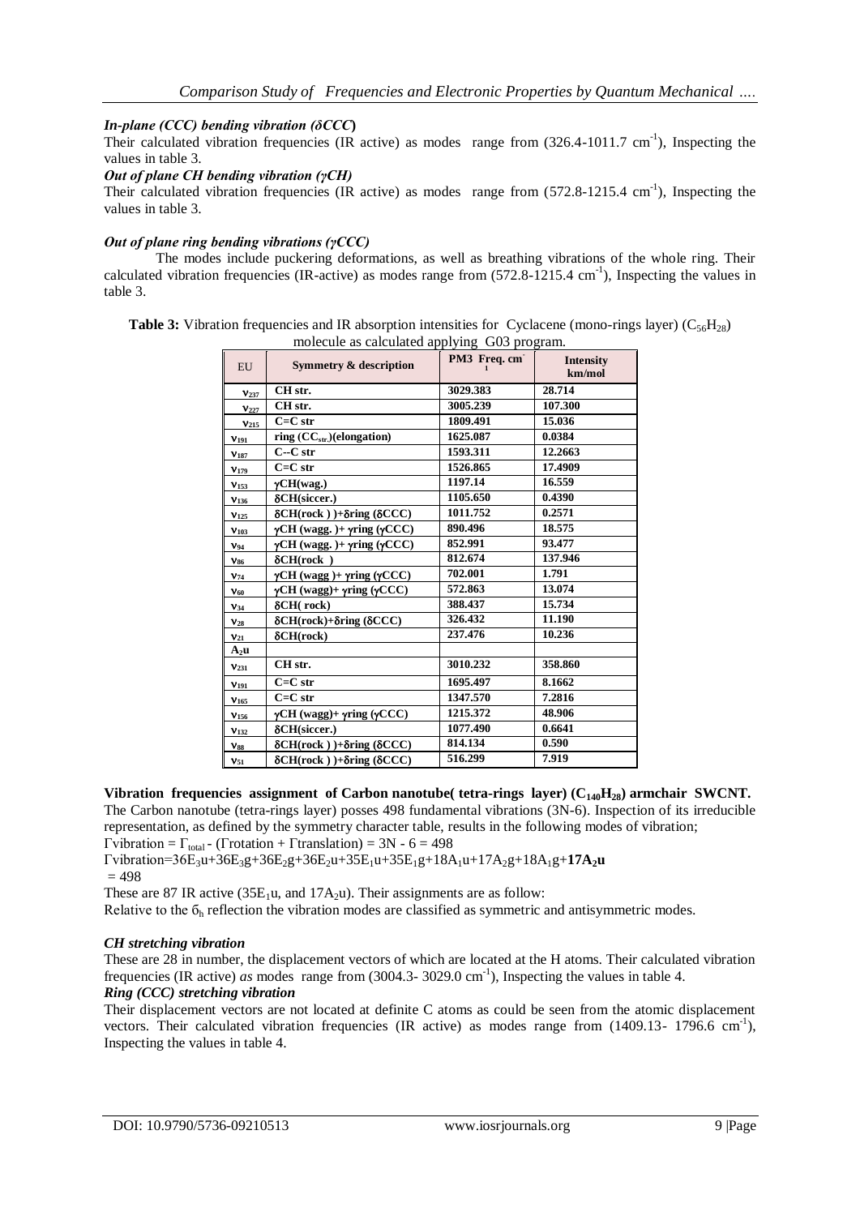### *In-plane (CCC) bending vibration (δCCC)*

Their calculated vibration frequencies (IR active) as modes range from (326.4-1011.7 $cm^{-1}$), Inspecting the values in table 3.

### *Out of plane CH bending vibration (γCH)*

Their calculated vibration frequencies (IR active) as modes range from (572.8-1215.4 $cm^{-1}$), Inspecting the values in table 3.

### *Out of plane ring bending vibrations (γCCC)*

The modes include puckering deformations, as well as breathing vibrations of the whole ring. Their calculated vibration frequencies (IR-active) as modes range from (572.8-1215.4 $cm^{-1}$), Inspecting the values in table 3.

**Table 3:** Vibration frequencies and IR absorption intensities for Cyclacene (mono-rings layer) ($C_{56}H_{28}$) molecule as calculated applying G03 program.

| EU | Symmetry & description | PM3 Freq. $cm^{-1}$ | Intensity km/mol |
|---|---|---|---|
| $\nu_{237}$ | CH str. | 3029.383 | 28.714 |
| $\nu_{227}$ | CH str. | 3005.239 | 107.300 |
| $\nu_{215}$ | C=C str | 1809.491 | 15.036 |
| $\nu_{191}$ | ring ($CC_{str.}$)(elongation) | 1625.087 | 0.0384 |
| $\nu_{187}$ | C--C str | 1593.311 | 12.2663 |
| $\nu_{179}$ | C=C str | 1526.865 | 17.4909 |
| $\nu_{153}$ | γCH(wag.) | 1197.14 | 16.559 |
| $\nu_{136}$ | δCH(siccer.) | 1105.650 | 0.4390 |
| $\nu_{125}$ | δCH(rock ) )+δring (δCCC) | 1011.752 | 0.2571 |
| $\nu_{103}$ | γCH (wagg. )+ γring (γCCC) | 890.496 | 18.575 |
| $\nu_{94}$ | γCH (wagg. )+ γring (γCCC) | 852.991 | 93.477 |
| $\nu_{86}$ | δCH(rock ) | 812.674 | 137.946 |
| $\nu_{74}$ | γCH (wagg )+ γring (γCCC) | 702.001 | 1.791 |
| $\nu_{60}$ | γCH (wagg)+ γring (γCCC) | 572.863 | 13.074 |
| $\nu_{34}$ | δCH( rock) | 388.437 | 15.734 |
| $\nu_{28}$ | δCH(rock)+δring (δCCC) | 326.432 | 11.190 |
| $\nu_{21}$ | δCH(rock) | 237.476 | 10.236 |
| $A_2u$ | | | |
| $\nu_{231}$ | CH str. | 3010.232 | 358.860 |
| $\nu_{191}$ | C=C str | 1695.497 | 8.1662 |
| $\nu_{165}$ | C=C str | 1347.570 | 7.2816 |
| $\nu_{156}$ | γCH (wagg)+ γring (γCCC) | 1215.372 | 48.906 |
| $\nu_{132}$ | δCH(siccer.) | 1077.490 | 0.6641 |
| $\nu_{88}$ | δCH(rock ) )+δring (δCCC) | 814.134 | 0.590 |
| $\nu_{51}$ | δCH(rock ) )+δring (δCCC) | 516.299 | 7.919 |

**Vibration frequencies assignment of Carbon nanotube( tetra-rings layer) ($C_{140}H_{28}$) armchair SWCNT.**

The Carbon nanotube (tetra-rings layer) posses 498 fundamental vibrations (3N-6). Inspection of its irreducible representation, as defined by the symmetry character table, results in the following modes of vibration;

$\Gamma$vibration = $\Gamma_{total}$ - ($\Gamma$rotation + $\Gamma$translation) = 3N - 6 = 498

$\Gamma$vibration=$36E_3u+36E_3g+36E_2g+36E_2u+35E_1u+35E_1g+18A_1u+17A_2g+18A_1g+\mathbf{17A_2u}$
= 498

These are 87 IR active ($35E_1u$, and $17A_2u$). Their assignments are as follow:

Relative to the $\sigma_h$ reflection the vibration modes are classified as symmetric and antisymmetric modes.

### *CH stretching vibration*

These are 28 in number, the displacement vectors of which are located at the H atoms. Their calculated vibration frequencies (IR active) *as* modes range from (3004.3- 3029.0 $cm^{-1}$), Inspecting the values in table 4.

### *Ring (CCC) stretching vibration*

Their displacement vectors are not located at definite C atoms as could be seen from the atomic displacement vectors. Their calculated vibration frequencies (IR active) as modes range from (1409.13- 1796.6 $cm^{-1}$), Inspecting the values in table 4.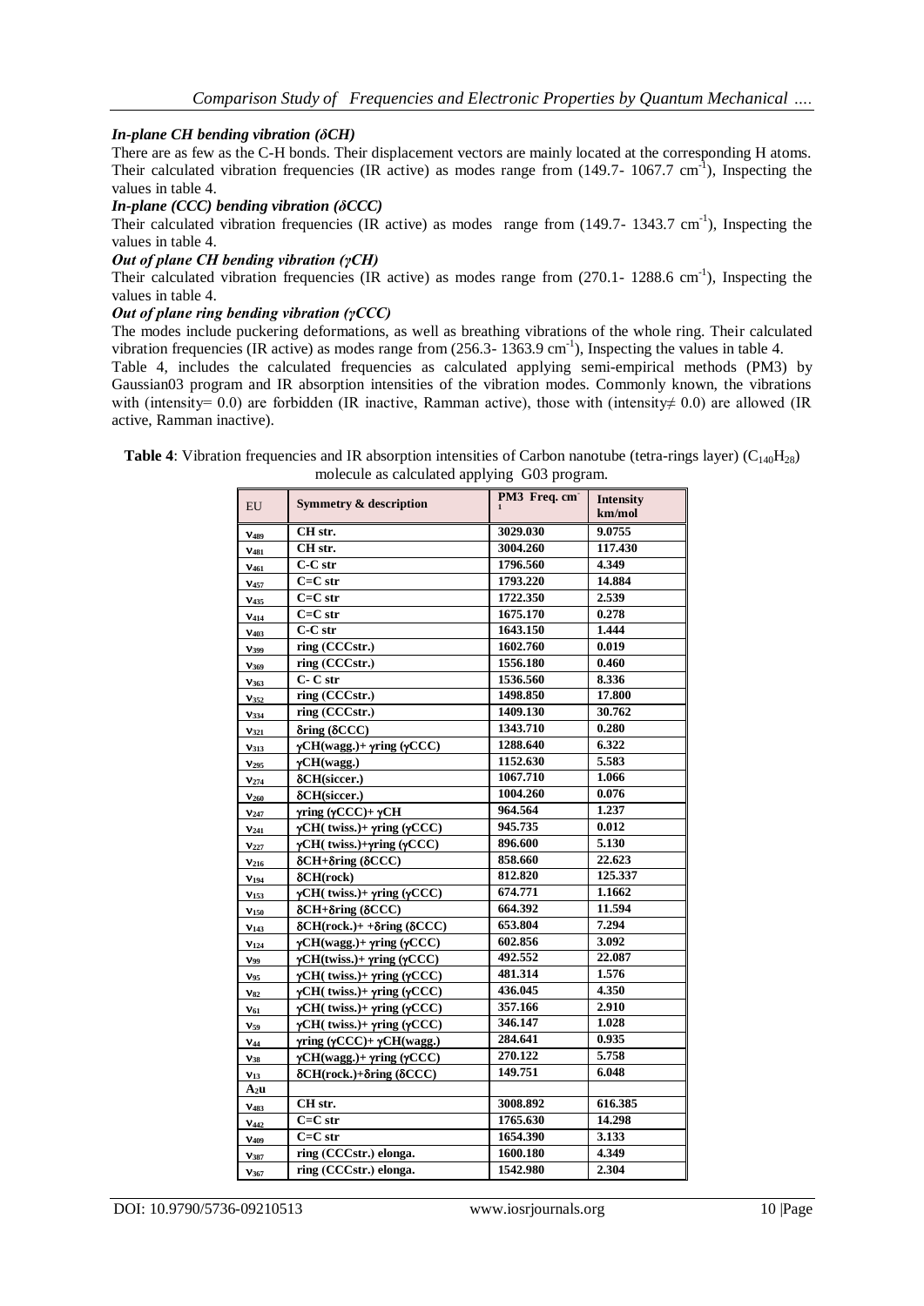### *In-plane CH bending vibration (δCH)*

There are as few as the C-H bonds. Their displacement vectors are mainly located at the corresponding H atoms. Their calculated vibration frequencies (IR active) as modes range from (149.7- 1067.7 cm$^{-1}$), Inspecting the values in table 4.

### *In-plane (CCC) bending vibration (δCCC)*

Their calculated vibration frequencies (IR active) as modes range from (149.7- 1343.7 cm$^{-1}$), Inspecting the values in table 4.

### *Out of plane CH bending vibration (γCH)*

Their calculated vibration frequencies (IR active) as modes range from (270.1- 1288.6 cm$^{-1}$), Inspecting the values in table 4.

### *Out of plane ring bending vibration (γCCC)*

The modes include puckering deformations, as well as breathing vibrations of the whole ring. Their calculated vibration frequencies (IR active) as modes range from (256.3- 1363.9 cm$^{-1}$), Inspecting the values in table 4.

Table 4, includes the calculated frequencies as calculated applying semi-empirical methods (PM3) by Gaussian03 program and IR absorption intensities of the vibration modes. Commonly known, the vibrations with (intensity= 0.0) are forbidden (IR inactive, Ramman active), those with (intensity≠ 0.0) are allowed (IR active, Ramman inactive).

**Table 4**: Vibration frequencies and IR absorption intensities of Carbon nanotube (tetra-rings layer) ($C_{140}H_{28}$) molecule as calculated applying G03 program.

| EU | Symmetry & description | PM3 Freq. cm$^{-1}$ | Intensity km/mol |
|---|---|---|---|
| $v_{489}$ | CH str. | 3029.030 | 9.0755 |
| $v_{481}$ | CH str. | 3004.260 | 117.430 |
| $v_{461}$ | C-C str | 1796.560 | 4.349 |
| $v_{457}$ | C=C str | 1793.220 | 14.884 |
| $v_{435}$ | C=C str | 1722.350 | 2.539 |
| $v_{414}$ | C=C str | 1675.170 | 0.278 |
| $v_{403}$ | C-C str | 1643.150 | 1.444 |
| $v_{399}$ | ring (CCCstr.) | 1602.760 | 0.019 |
| $v_{369}$ | ring (CCCstr.) | 1556.180 | 0.460 |
| $v_{363}$ | C- C str | 1536.560 | 8.336 |
| $v_{352}$ | ring (CCCstr.) | 1498.850 | 17.800 |
| $v_{334}$ | ring (CCCstr.) | 1409.130 | 30.762 |
| $v_{321}$ | δring (δCCC) | 1343.710 | 0.280 |
| $v_{313}$ | γCH(wagg.)+ γring (γCCC) | 1288.640 | 6.322 |
| $v_{295}$ | γCH(wagg.) | 1152.630 | 5.583 |
| $v_{274}$ | δCH(siccer.) | 1067.710 | 1.066 |
| $v_{260}$ | δCH(siccer.) | 1004.260 | 0.076 |
| $v_{247}$ | γring (γCCC)+ γCH | 964.564 | 1.237 |
| $v_{241}$ | γCH( twiss.)+ γring (γCCC) | 945.735 | 0.012 |
| $v_{227}$ | γCH( twiss.)+γring (γCCC) | 896.600 | 5.130 |
| $v_{216}$ | δCH+δring (δCCC) | 858.660 | 22.623 |
| $v_{194}$ | δCH(rock) | 812.820 | 125.337 |
| $v_{153}$ | γCH( twiss.)+ γring (γCCC) | 674.771 | 1.1662 |
| $v_{150}$ | δCH+δring (δCCC) | 664.392 | 11.594 |
| $v_{143}$ | δCH(rock.)+ +δring (δCCC) | 653.804 | 7.294 |
| $v_{124}$ | γCH(wagg.)+ γring (γCCC) | 602.856 | 3.092 |
| $v_{99}$ | γCH(twiss.)+ γring (γCCC) | 492.552 | 22.087 |
| $v_{95}$ | γCH( twiss.)+ γring (γCCC) | 481.314 | 1.576 |
| $v_{82}$ | γCH( twiss.)+ γring (γCCC) | 436.045 | 4.350 |
| $v_{61}$ | γCH( twiss.)+ γring (γCCC) | 357.166 | 2.910 |
| $v_{59}$ | γCH( twiss.)+ γring (γCCC) | 346.147 | 1.028 |
| $v_{44}$ | γring (γCCC)+ γCH(wagg.) | 284.641 | 0.935 |
| $v_{38}$ | γCH(wagg.)+ γring (γCCC) | 270.122 | 5.758 |
| $v_{13}$ | δCH(rock.)+δring (δCCC) | 149.751 | 6.048 |
| $A_2u$ | | | |
| $v_{483}$ | CH str. | 3008.892 | 616.385 |
| $v_{442}$ | C=C str | 1765.630 | 14.298 |
| $v_{409}$ | C=C str | 1654.390 | 3.133 |
| $v_{387}$ | ring (CCCstr.) elonga. | 1600.180 | 4.349 |
| $v_{367}$ | ring (CCCstr.) elonga. | 1542.980 | 2.304 |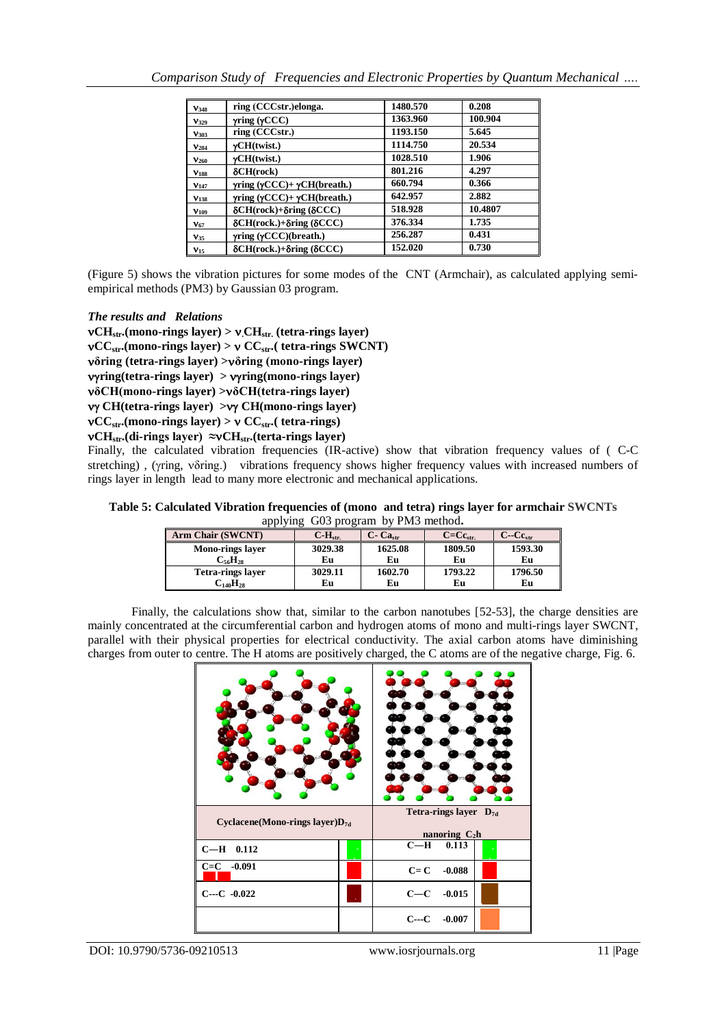| $\nu_{348}$ | ring (CCCstr.)elonga. | 1480.570 | 0.208 |
|---|---|---|---|
| $\nu_{329}$ | γring (γCCC) | 1363.960 | 100.904 |
| $\nu_{303}$ | ring (CCCstr.) | 1193.150 | 5.645 |
| $\nu_{284}$ | γCH(twist.) | 1114.750 | 20.534 |
| $\nu_{260}$ | γCH(twist.) | 1028.510 | 1.906 |
| $\nu_{188}$ | δCH(rock) | 801.216 | 4.297 |
| $\nu_{147}$ | γring (γCCC)+ γCH(breath.) | 660.794 | 0.366 |
| $\nu_{138}$ | γring (γCCC)+ γCH(breath.) | 642.957 | 2.882 |
| $\nu_{109}$ | δCH(rock)+δring (δCCC) | 518.928 | 10.4807 |
| $\nu_{67}$ | δCH(rock.)+δring (δCCC) | 376.334 | 1.735 |
| $\nu_{35}$ | γring (γCCC)(breath.) | 256.287 | 0.431 |
| $\nu_{15}$ | δCH(rock.)+δring (δCCC) | 152.020 | 0.730 |

(Figure 5) shows the vibration pictures for some modes of the CNT (Armchair), as calculated applying semi-empirical methods (PM3) by Gaussian 03 program.

***The results and Relations***

**$\nu CH_{str.}$(mono-rings layer) > $\nu CH_{str.}$ (tetra-rings layer)**
**$\nu CC_{str.}$(mono-rings layer) > $\nu$ $CC_{str.}$( tetra-rings SWCNT)**
**νδring (tetra-rings layer) >νδring (mono-rings layer)**
**νγring(tetra-rings layer) > νγring(mono-rings layer)**
**νδCH(mono-rings layer) >νδCH(tetra-rings layer)**
**νγ CH(tetra-rings layer) >νγ CH(mono-rings layer)**
**$\nu CC_{str.}$(mono-rings layer) > $\nu$ $CC_{str.}$( tetra-rings)**
**$\nu CH_{str.}$(di-rings layer) ≈$\nu CH_{str.}$(terta-rings layer)**

Finally, the calculated vibration frequencies (IR-active) show that vibration frequency values of ( C-C stretching) , (γring, νδring.) vibrations frequency shows higher frequency values with increased numbers of rings layer in length lead to many more electronic and mechanical applications.

**Table 5: Calculated Vibration frequencies of (mono and tetra) rings layer for armchair SWCNTs** applying G03 program by PM3 method**.**

| Arm Chair (SWCNT) | $C\text{-}H_{str.}$ | $C\text{-}Ca_{str}$ | $C{=}Cc_{str.}$ | $C\text{--}Cc_{str}$ |
|---|---|---|---|---|
| Mono-rings layer $C_{56}H_{28}$ | 3029.38 Eu | 1625.08 Eu | 1809.50 Eu | 1593.30 Eu |
| Tetra-rings layer $C_{140}H_{28}$ | 3029.11 Eu | 1602.70 Eu | 1793.22 Eu | 1796.50 Eu |

Finally, the calculations show that, similar to the carbon nanotubes [52-53], the charge densities are mainly concentrated at the circumferential carbon and hydrogen atoms of mono and multi-rings layer SWCNT, parallel with their physical properties for electrical conductivity. The axial carbon atoms have diminishing charges from outer to centre. The H atoms are positively charged, the C atoms are of the negative charge, Fig. 6.

| Cyclacene(Mono-rings layer)$D_{7d}$ | | Tetra-rings layer $D_{7d}$ nanoring $C_2h$ | |
|---|---|---|---|
| C—H 0.112 | | C—H 0.113 | |
| C=C -0.091 | | C= C -0.088 | |
| C---C -0.022 | | C—C -0.015 | |
| | | C---C -0.007 | |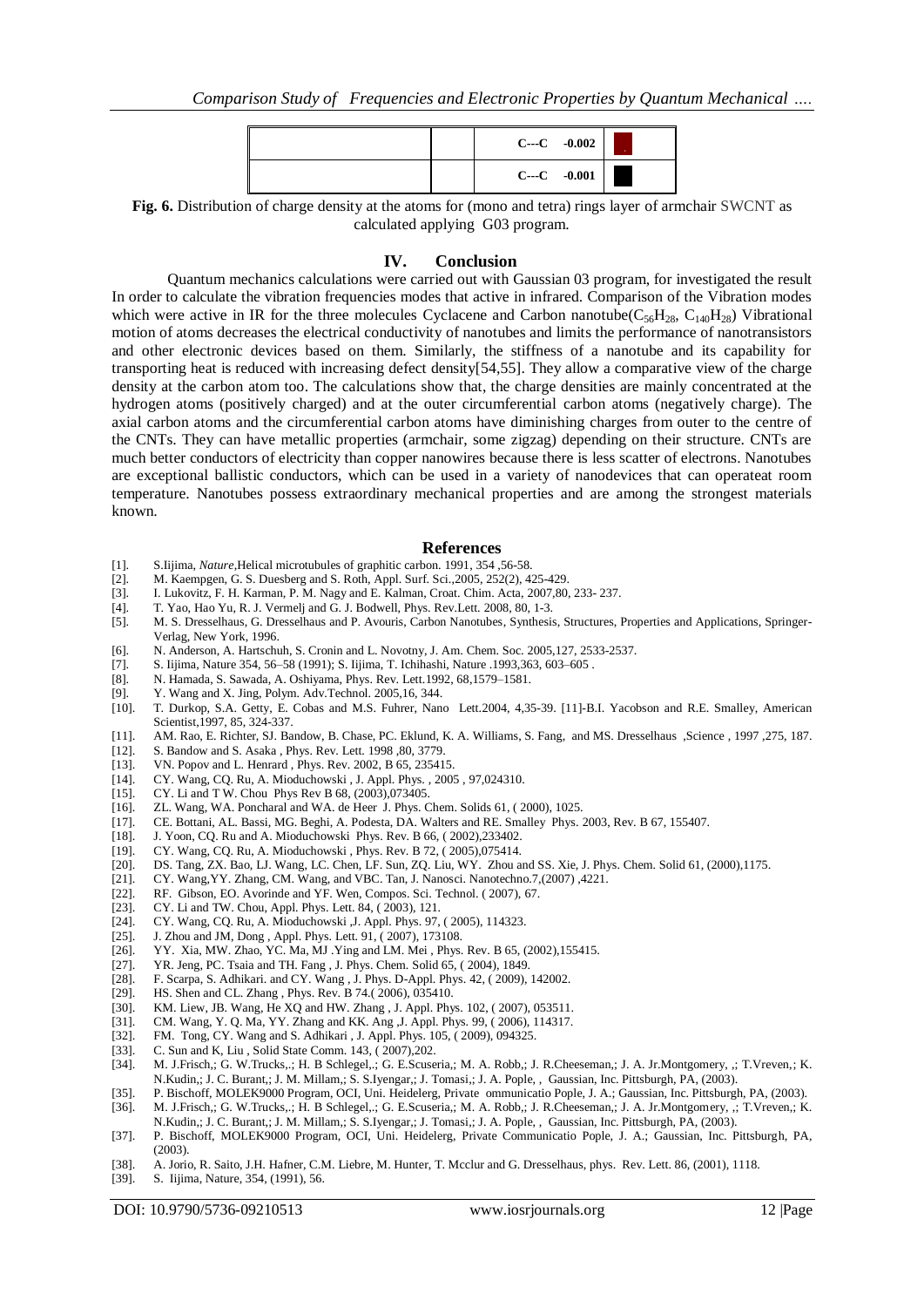| | C---C -0.002 | |
|---|---|---|
| | C---C -0.001 | |

**Fig. 6.** Distribution of charge density at the atoms for (mono and tetra) rings layer of armchair SWCNT as calculated applying G03 program.

## IV. Conclusion

Quantum mechanics calculations were carried out with Gaussian 03 program, for investigated the result In order to calculate the vibration frequencies modes that active in infrared. Comparison of the Vibration modes which were active in IR for the three molecules Cyclacene and Carbon nanotube($C_{56}H_{28}$, $C_{140}H_{28}$) Vibrational motion of atoms decreases the electrical conductivity of nanotubes and limits the performance of nanotransistors and other electronic devices based on them. Similarly, the stiffness of a nanotube and its capability for transporting heat is reduced with increasing defect density[54,55]. They allow a comparative view of the charge density at the carbon atom too. The calculations show that, the charge densities are mainly concentrated at the hydrogen atoms (positively charged) and at the outer circumferential carbon atoms (negatively charge). The axial carbon atoms and the circumferential carbon atoms have diminishing charges from outer to the centre of the CNTs. They can have metallic properties (armchair, some zigzag) depending on their structure. CNTs are much better conductors of electricity than copper nanowires because there is less scatter of electrons. Nanotubes are exceptional ballistic conductors, which can be used in a variety of nanodevices that can operateat room temperature. Nanotubes possess extraordinary mechanical properties and are among the strongest materials known.

## References

[1]. S.Iijima, *Nature*,Helical microtubules of graphitic carbon. 1991, 354 ,56-58.
[2]. M. Kaempgen, G. S. Duesberg and S. Roth, Appl. Surf. Sci.,2005, 252(2), 425-429.
[3]. I. Lukovitz, F. H. Karman, P. M. Nagy and E. Kalman, Croat. Chim. Acta, 2007,80, 233- 237.
[4]. T. Yao, Hao Yu, R. J. Vermelj and G. J. Bodwell, Phys. Rev.Lett. 2008, 80, 1-3.
[5]. M. S. Dresselhaus, G. Dresselhaus and P. Avouris, Carbon Nanotubes, Synthesis, Structures, Properties and Applications, Springer-Verlag, New York, 1996.
[6]. N. Anderson, A. Hartschuh, S. Cronin and L. Novotny, J. Am. Chem. Soc. 2005,127, 2533-2537.
[7]. S. Iijima, Nature 354, 56–58 (1991); S. Iijima, T. Ichihashi, Nature .1993,363, 603–605 .
[8]. N. Hamada, S. Sawada, A. Oshiyama, Phys. Rev. Lett.1992, 68,1579–1581.
[9]. Y. Wang and X. Jing, Polym. Adv.Technol. 2005,16, 344.
[10]. T. Durkop, S.A. Getty, E. Cobas and M.S. Fuhrer, Nano Lett.2004, 4,35-39. [11]-B.I. Yacobson and R.E. Smalley, American Scientist,1997, 85, 324-337.
[11]. AM. Rao, E. Richter, SJ. Bandow, B. Chase, PC. Eklund, K. A. Williams, S. Fang, and MS. Dresselhaus ,Science , 1997 ,275, 187.
[12]. S. Bandow and S. Asaka , Phys. Rev. Lett. 1998 ,80, 3779.
[13]. VN. Popov and L. Henrard , Phys. Rev. 2002, B 65, 235415.
[14]. CY. Wang, CQ. Ru, A. Mioduchowski , J. Appl. Phys. , 2005 , 97,024310.
[15]. CY. Li and T W. Chou Phys Rev B 68, (2003),073405.
[16]. ZL. Wang, WA. Poncharal and WA. de Heer J. Phys. Chem. Solids 61, ( 2000), 1025.
[17]. CE. Bottani, AL. Bassi, MG. Beghi, A. Podesta, DA. Walters and RE. Smalley Phys. 2003, Rev. B 67, 155407.
[18]. J. Yoon, CQ. Ru and A. Mioduchowski Phys. Rev. B 66, ( 2002),233402.
[19]. CY. Wang, CQ. Ru, A. Mioduchowski , Phys. Rev. B 72, ( 2005),075414.
[20]. DS. Tang, ZX. Bao, LJ. Wang, LC. Chen, LF. Sun, ZQ. Liu, WY. Zhou and SS. Xie, J. Phys. Chem. Solid 61, (2000),1175.
[21]. CY. Wang,YY. Zhang, CM. Wang, and VBC. Tan, J. Nanosci. Nanotechno.7,(2007) ,4221.
[22]. RF. Gibson, EO. Avorinde and YF. Wen, Compos. Sci. Technol. ( 2007), 67.
[23]. CY. Li and TW. Chou, Appl. Phys. Lett. 84, ( 2003), 121.
[24]. CY. Wang, CQ. Ru, A. Mioduchowski ,J. Appl. Phys. 97, ( 2005), 114323.
[25]. J. Zhou and JM, Dong , Appl. Phys. Lett. 91, ( 2007), 173108.
[26]. YY. Xia, MW. Zhao, YC. Ma, MJ .Ying and LM. Mei , Phys. Rev. B 65, (2002),155415.
[27]. YR. Jeng, PC. Tsaia and TH. Fang , J. Phys. Chem. Solid 65, ( 2004), 1849.
[28]. F. Scarpa, S. Adhikari. and CY. Wang , J. Phys. D-Appl. Phys. 42, ( 2009), 142002.
[29]. HS. Shen and CL. Zhang , Phys. Rev. B 74.( 2006), 035410.
[30]. KM. Liew, JB. Wang, He XQ and HW. Zhang , J. Appl. Phys. 102, ( 2007), 053511.
[31]. CM. Wang, Y. Q. Ma, YY. Zhang and KK. Ang ,J. Appl. Phys. 99, ( 2006), 114317.
[32]. FM. Tong, CY. Wang and S. Adhikari , J. Appl. Phys. 105, ( 2009), 094325.
[33]. C. Sun and K, Liu , Solid State Comm. 143, ( 2007),202.
[34]. M. J.Frisch,; G. W.Trucks,.; H. B Schlegel,.; G. E.Scuseria,; M. A. Robb,; J. R.Cheeseman,; J. A. Jr.Montgomery, ,; T.Vreven,; K. N.Kudin,; J. C. Burant,; J. M. Millam,; S. S.Iyengar,; J. Tomasi,; J. A. Pople, , Gaussian, Inc. Pittsburgh, PA, (2003).
[35]. P. Bischoff, MOLEK9000 Program, OCI, Uni. Heidelerg, Private ommunicatio Pople, J. A.; Gaussian, Inc. Pittsburgh, PA, (2003).
[36]. M. J.Frisch,; G. W.Trucks,.; H. B Schlegel,.; G. E.Scuseria,; M. A. Robb,; J. R.Cheeseman,; J. A. Jr.Montgomery, ,; T.Vreven,; K. N.Kudin,; J. C. Burant,; J. M. Millam,; S. S.Iyengar,; J. Tomasi,; J. A. Pople, , Gaussian, Inc. Pittsburgh, PA, (2003).
[37]. P. Bischoff, MOLEK9000 Program, OCI, Uni. Heidelerg, Private Communicatio Pople, J. A.; Gaussian, Inc. Pittsburgh, PA, (2003).
[38]. A. Jorio, R. Saito, J.H. Hafner, C.M. Liebre, M. Hunter, T. Mcclur and G. Dresselhaus, phys. Rev. Lett. 86, (2001), 1118.
[39]. S. Iijima, Nature, 354, (1991), 56.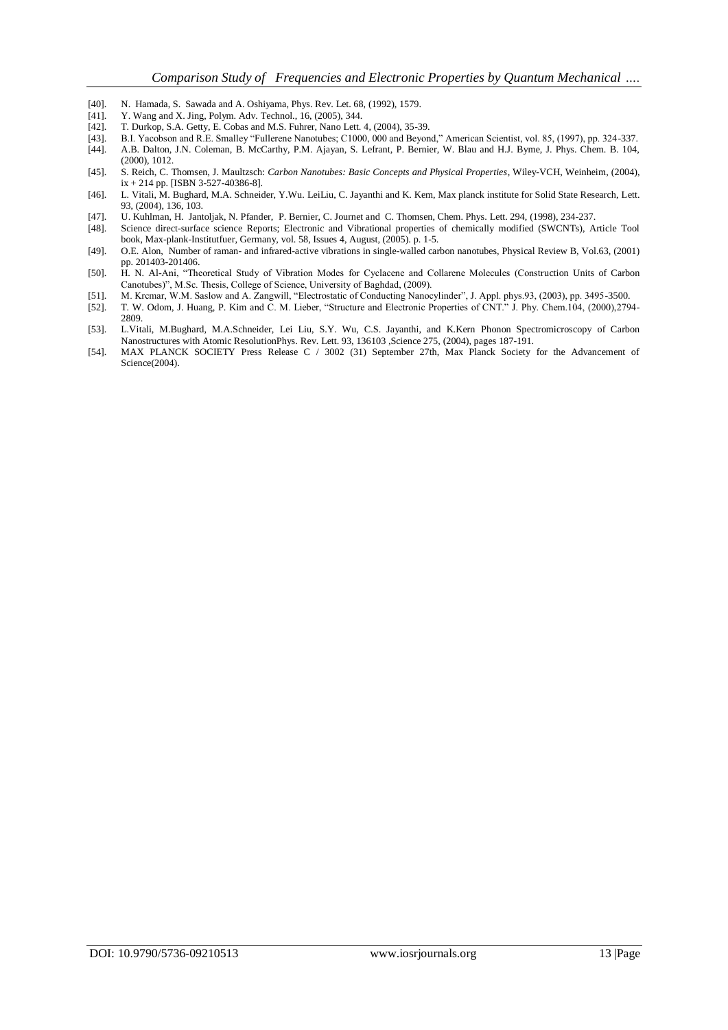[40]. N. Hamada, S. Sawada and A. Oshiyama, Phys. Rev. Lett. 68, (1992), 1579.
[41]. Y. Wang and X. Jing, Polym. Adv. Technol., 16, (2005), 344.
[42]. T. Durkop, S.A. Getty, E. Cobas and M.S. Fuhrer, Nano Lett. 4, (2004), 35-39.
[43]. B.I. Yacobson and R.E. Smalley "Fullerene Nanotubes; C1000, 000 and Beyond," American Scientist, vol. 85, (1997), pp. 324-337.
[44]. A.B. Dalton, J.N. Coleman, B. McCarthy, P.M. Ajayan, S. Lefrant, P. Bernier, W. Blau and H.J. Byme, J. Phys. Chem. B. 104, (2000), 1012.
[45]. S. Reich, C. Thomsen, J. Maultzsch: *Carbon Nanotubes: Basic Concepts and Physical Properties*, Wiley-VCH, Weinheim, (2004), ix + 214 pp. [ISBN 3-527-40386-8].
[46]. L. Vitali, M. Bughard, M.A. Schneider, Y.Wu. LeiLiu, C. Jayanthi and K. Kem, Max planck institute for Solid State Research, Lett. 93, (2004), 136, 103.
[47]. U. Kuhlman, H. Jantoljak, N. Pfander, P. Bernier, C. Journet and C. Thomsen, Chem. Phys. Lett. 294, (1998), 234-237.
[48]. Science direct-surface science Reports; Electronic and Vibrational properties of chemically modified (SWCNTs), Article Tool book, Max-plank-Institutfuer, Germany, vol. 58, Issues 4, August, (2005). p. 1-5.
[49]. O.E. Alon, Number of raman- and infrared-active vibrations in single-walled carbon nanotubes, Physical Review B, Vol.63, (2001) pp. 201403-201406.
[50]. H. N. Al-Ani, "Theoretical Study of Vibration Modes for Cyclacene and Collarene Molecules (Construction Units of Carbon Canotubes)", M.Sc. Thesis, College of Science, University of Baghdad, (2009).
[51]. M. Krcmar, W.M. Saslow and A. Zangwill, "Electrostatic of Conducting Nanocylinder", J. Appl. phys.93, (2003), pp. 3495-3500.
[52]. T. W. Odom, J. Huang, P. Kim and C. M. Lieber, "Structure and Electronic Properties of CNT." J. Phy. Chem.104, (2000),2794-2809.
[53]. L.Vitali, M.Bughard, M.A.Schneider, Lei Liu, S.Y. Wu, C.S. Jayanthi, and K.Kern Phonon Spectromicroscopy of Carbon Nanostructures with Atomic ResolutionPhys. Rev. Lett. 93, 136103 ,Science 275, (2004), pages 187-191.
[54]. MAX PLANCK SOCIETY Press Release C / 3002 (31) September 27th, Max Planck Society for the Advancement of Science(2004).